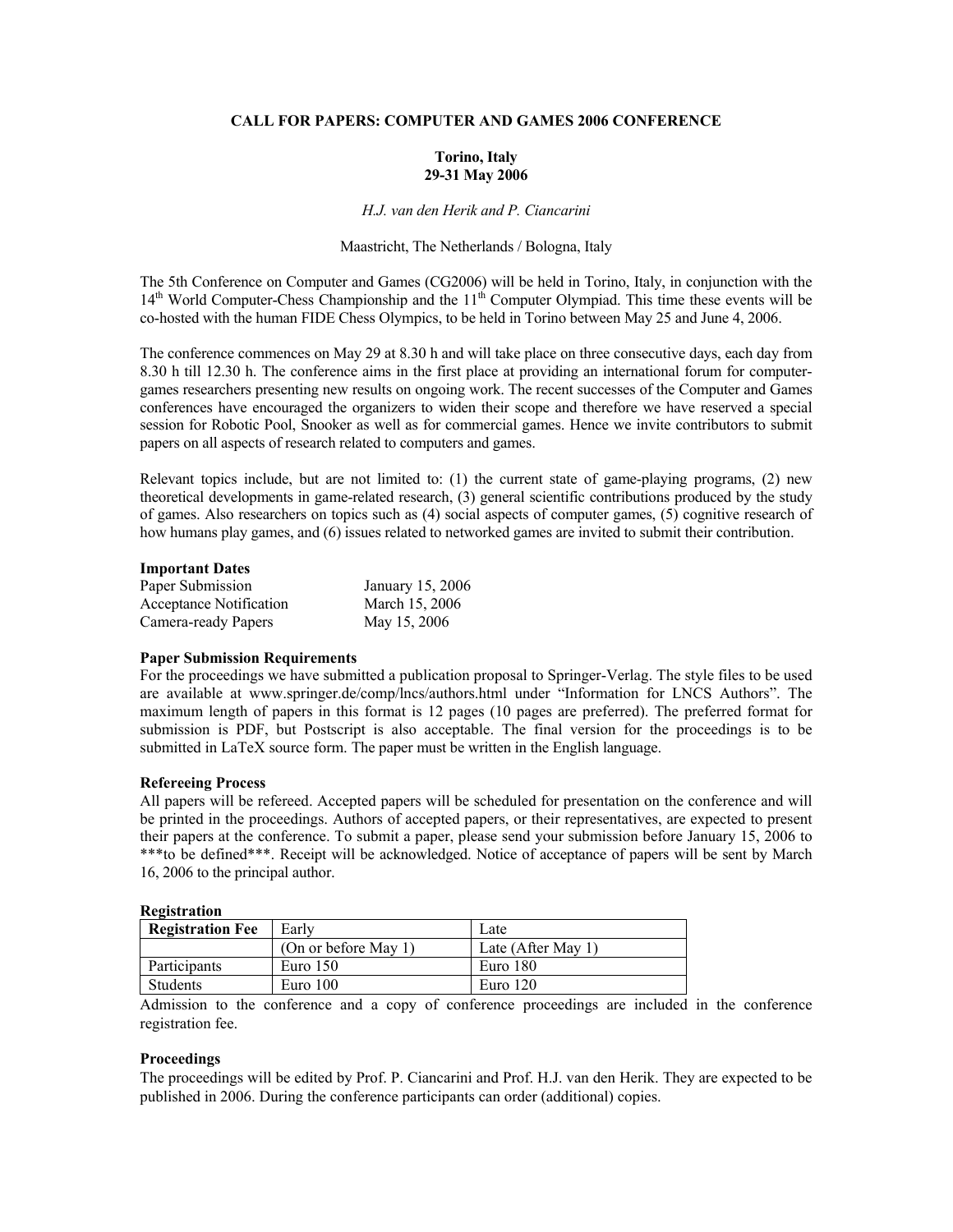# CALL FOR PAPERS: COMPUTER AND GAMES 2006 CONFERENCE

**Torino, Italy**
**29-31 May 2006**

*H.J. van den Herik and P. Ciancarini*

Maastricht, The Netherlands / Bologna, Italy

The 5th Conference on Computer and Games (CG2006) will be held in Torino, Italy, in conjunction with the 14th World Computer-Chess Championship and the 11th Computer Olympiad. This time these events will be co-hosted with the human FIDE Chess Olympics, to be held in Torino between May 25 and June 4, 2006.

The conference commences on May 29 at 8.30 h and will take place on three consecutive days, each day from 8.30 h till 12.30 h. The conference aims in the first place at providing an international forum for computer-games researchers presenting new results on ongoing work. The recent successes of the Computer and Games conferences have encouraged the organizers to widen their scope and therefore we have reserved a special session for Robotic Pool, Snooker as well as for commercial games. Hence we invite contributors to submit papers on all aspects of research related to computers and games.

Relevant topics include, but are not limited to: (1) the current state of game-playing programs, (2) new theoretical developments in game-related research, (3) general scientific contributions produced by the study of games. Also researchers on topics such as (4) social aspects of computer games, (5) cognitive research of how humans play games, and (6) issues related to networked games are invited to submit their contribution.

### Important Dates

| | |
|---|---|
| Paper Submission | January 15, 2006 |
| Acceptance Notification | March 15, 2006 |
| Camera-ready Papers | May 15, 2006 |

### Paper Submission Requirements

For the proceedings we have submitted a publication proposal to Springer-Verlag. The style files to be used are available at www.springer.de/comp/lncs/authors.html under "Information for LNCS Authors". The maximum length of papers in this format is 12 pages (10 pages are preferred). The preferred format for submission is PDF, but Postscript is also acceptable. The final version for the proceedings is to be submitted in LaTeX source form. The paper must be written in the English language.

### Refereeing Process

All papers will be refereed. Accepted papers will be scheduled for presentation on the conference and will be printed in the proceedings. Authors of accepted papers, or their representatives, are expected to present their papers at the conference. To submit a paper, please send your submission before January 15, 2006 to ***to be defined***. Receipt will be acknowledged. Notice of acceptance of papers will be sent by March 16, 2006 to the principal author.

### Registration

| Registration Fee | Early | Late |
|---|---|---|
| | (On or before May 1) | Late (After May 1) |
| Participants | Euro 150 | Euro 180 |
| Students | Euro 100 | Euro 120 |

Admission to the conference and a copy of conference proceedings are included in the conference registration fee.

### Proceedings

The proceedings will be edited by Prof. P. Ciancarini and Prof. H.J. van den Herik. They are expected to be published in 2006. During the conference participants can order (additional) copies.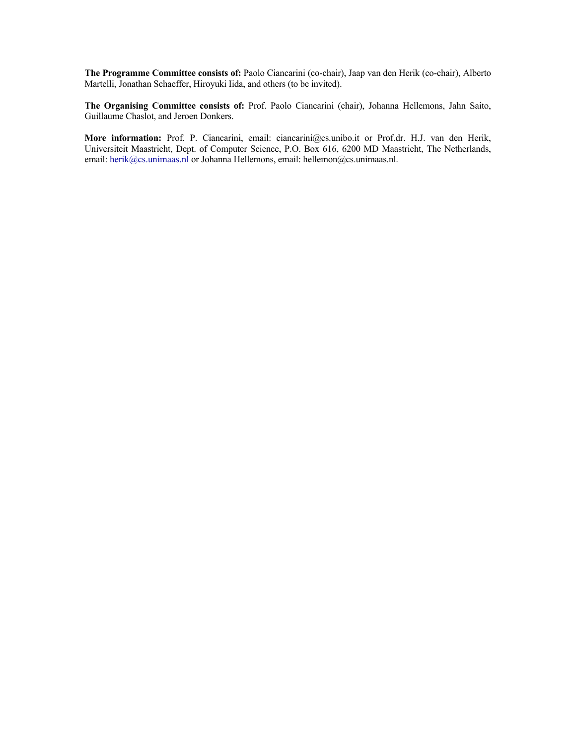**The Programme Committee consists of:** Paolo Ciancarini (co-chair), Jaap van den Herik (co-chair), Alberto Martelli, Jonathan Schaeffer, Hiroyuki Iida, and others (to be invited).

**The Organising Committee consists of:** Prof. Paolo Ciancarini (chair), Johanna Hellemons, Jahn Saito, Guillaume Chaslot, and Jeroen Donkers.

**More information:** Prof. P. Ciancarini, email: ciancarini@cs.unibo.it or Prof.dr. H.J. van den Herik, Universiteit Maastricht, Dept. of Computer Science, P.O. Box 616, 6200 MD Maastricht, The Netherlands, email: herik@cs.unimaas.nl or Johanna Hellemons, email: hellemon@cs.unimaas.nl.